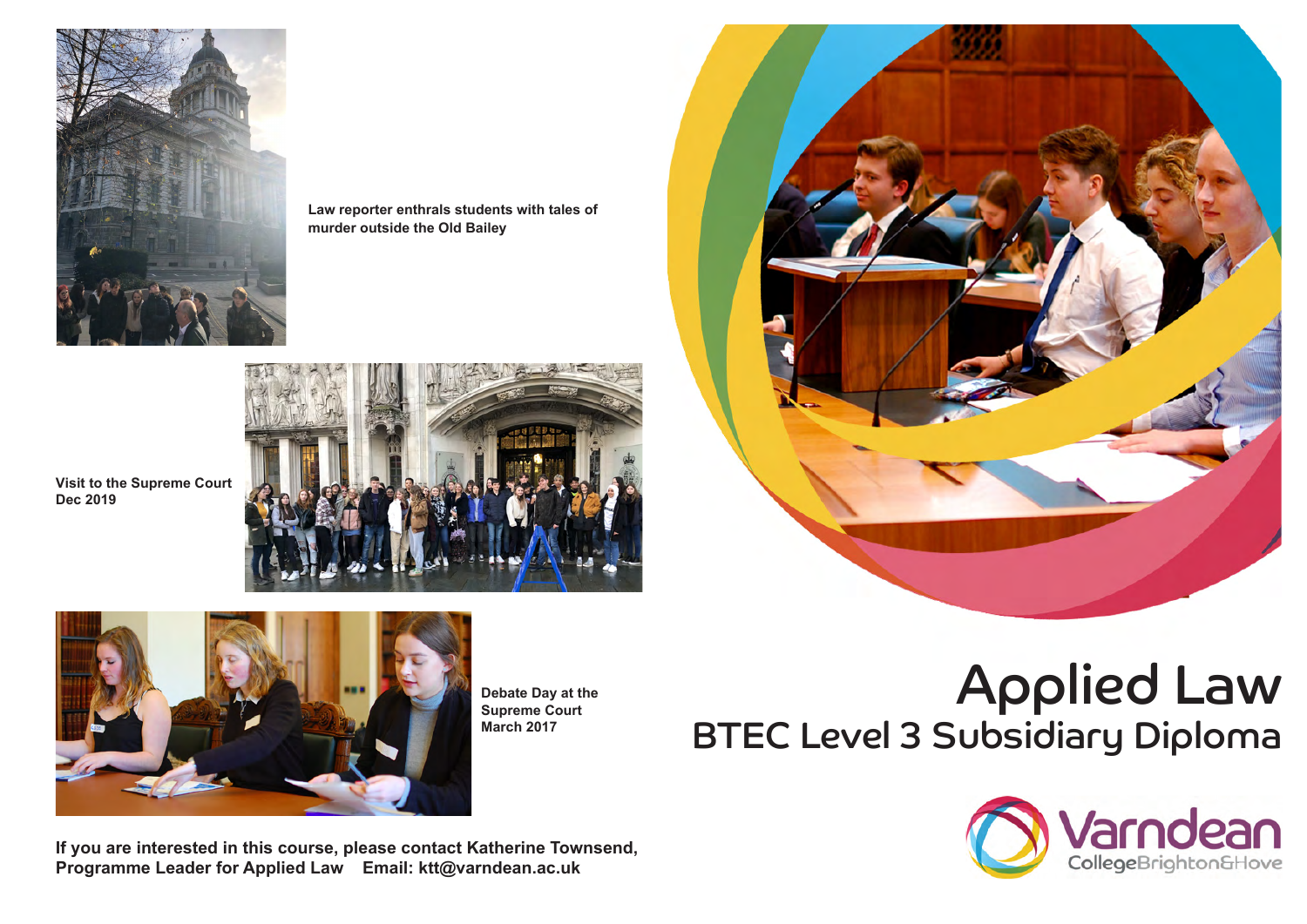Law reporter enthrals students with tales of murder outside the Old Bailey

Visit to the Supreme Court
Dec 2019

Debate Day at the Supreme Court
March 2017

If you are interested in this course, please contact Katherine Townsend, Programme Leader for Applied Law    Email: ktt@varndean.ac.uk

# Applied Law

## BTEC Level 3 Subsidiary Diploma

Varndean College Brighton & Hove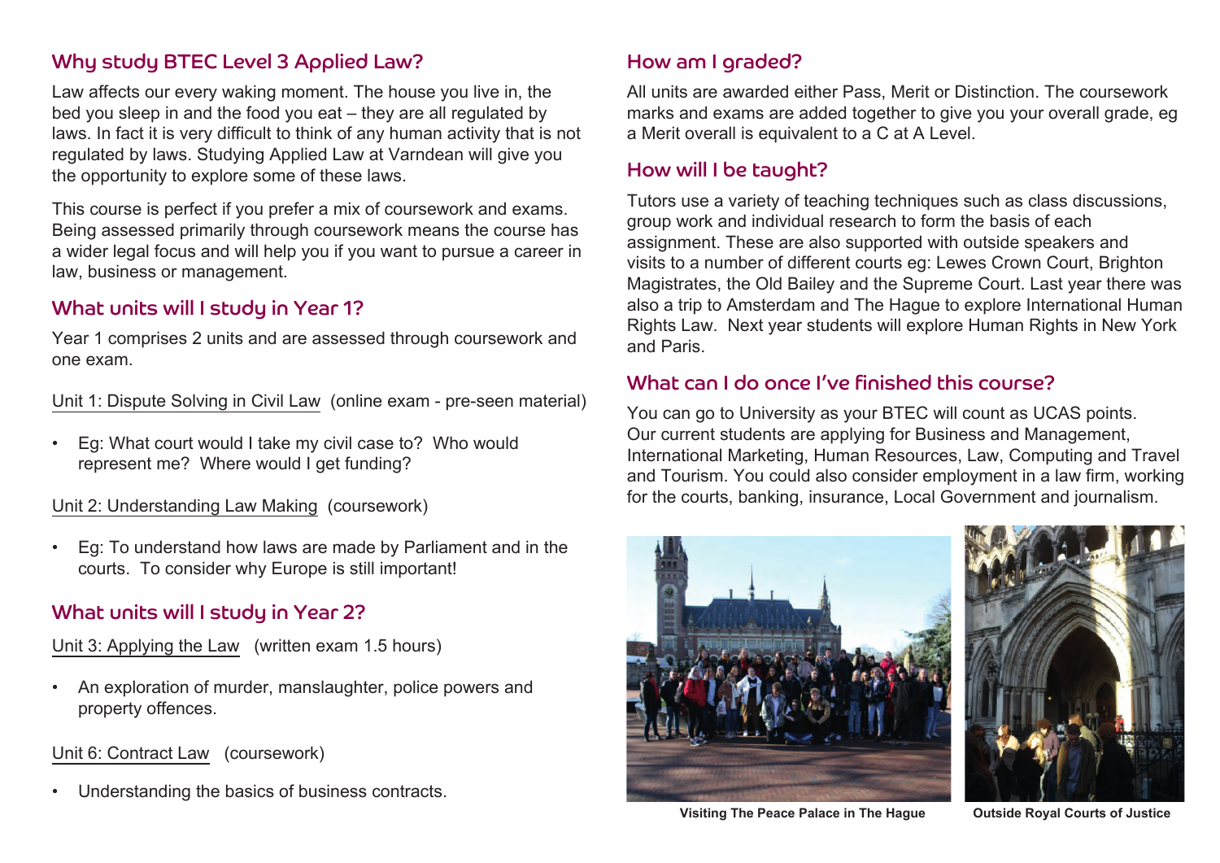## Why study BTEC Level 3 Applied Law?

Law affects our every waking moment. The house you live in, the bed you sleep in and the food you eat – they are all regulated by laws. In fact it is very difficult to think of any human activity that is not regulated by laws. Studying Applied Law at Varndean will give you the opportunity to explore some of these laws.

This course is perfect if you prefer a mix of coursework and exams. Being assessed primarily through coursework means the course has a wider legal focus and will help you if you want to pursue a career in law, business or management.

## What units will I study in Year 1?

Year 1 comprises 2 units and are assessed through coursework and one exam.

Unit 1: Dispute Solving in Civil Law (online exam - pre-seen material)

- Eg: What court would I take my civil case to? Who would represent me? Where would I get funding?

Unit 2: Understanding Law Making (coursework)

- Eg: To understand how laws are made by Parliament and in the courts. To consider why Europe is still important!

## What units will I study in Year 2?

Unit 3: Applying the Law (written exam 1.5 hours)

- An exploration of murder, manslaughter, police powers and property offences.

Unit 6: Contract Law (coursework)

- Understanding the basics of business contracts.

## How am I graded?

All units are awarded either Pass, Merit or Distinction. The coursework marks and exams are added together to give you your overall grade, eg a Merit overall is equivalent to a C at A Level.

## How will I be taught?

Tutors use a variety of teaching techniques such as class discussions, group work and individual research to form the basis of each assignment. These are also supported with outside speakers and visits to a number of different courts eg: Lewes Crown Court, Brighton Magistrates, the Old Bailey and the Supreme Court. Last year there was also a trip to Amsterdam and The Hague to explore International Human Rights Law. Next year students will explore Human Rights in New York and Paris.

## What can I do once I've finished this course?

You can go to University as your BTEC will count as UCAS points. Our current students are applying for Business and Management, International Marketing, Human Resources, Law, Computing and Travel and Tourism. You could also consider employment in a law firm, working for the courts, banking, insurance, Local Government and journalism.

Visiting The Peace Palace in The Hague

Outside Royal Courts of Justice